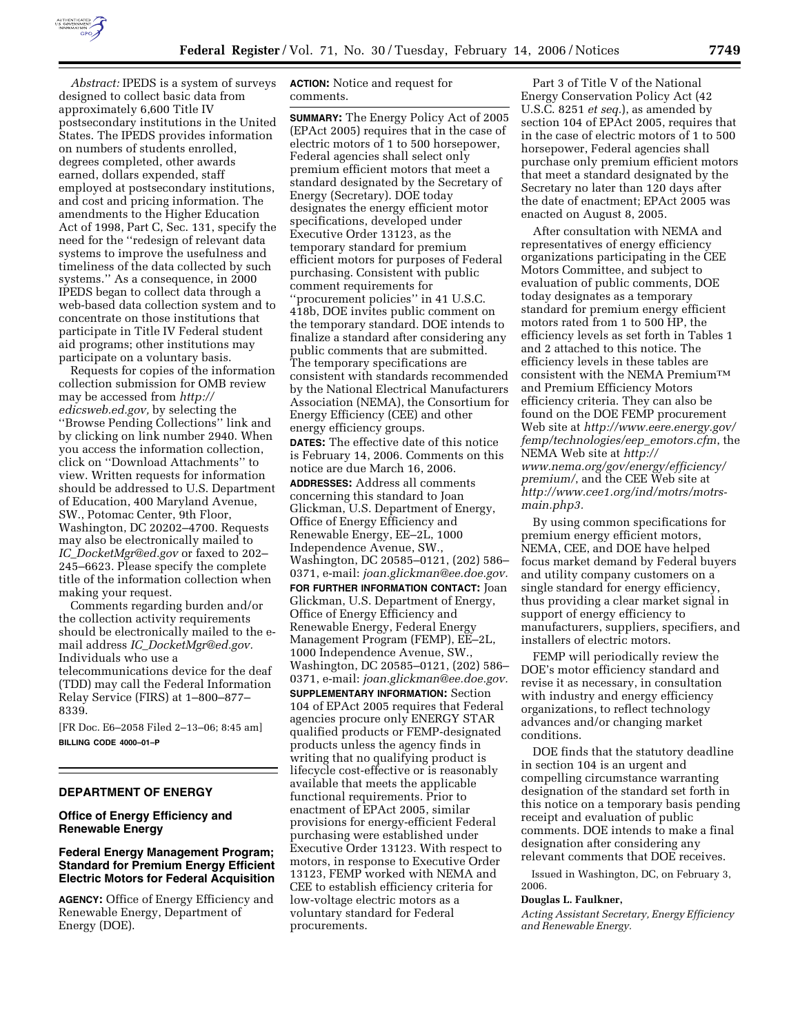*Abstract:* IPEDS is a system of surveys designed to collect basic data from approximately 6,600 Title IV postsecondary institutions in the United States. The IPEDS provides information on numbers of students enrolled, degrees completed, other awards earned, dollars expended, staff employed at postsecondary institutions, and cost and pricing information. The amendments to the Higher Education Act of 1998, Part C, Sec. 131, specify the need for the ''redesign of relevant data systems to improve the usefulness and timeliness of the data collected by such systems.'' As a consequence, in 2000 IPEDS began to collect data through a web-based data collection system and to concentrate on those institutions that participate in Title IV Federal student aid programs; other institutions may participate on a voluntary basis.

Requests for copies of the information collection submission for OMB review may be accessed from *http://edicsweb.ed.gov,* by selecting the ''Browse Pending Collections'' link and by clicking on link number 2940. When you access the information collection, click on ''Download Attachments'' to view. Written requests for information should be addressed to U.S. Department of Education, 400 Maryland Avenue, SW., Potomac Center, 9th Floor, Washington, DC 20202–4700. Requests may also be electronically mailed to *IC_DocketMgr@ed.gov* or faxed to 202–245–6623. Please specify the complete title of the information collection when making your request.

Comments regarding burden and/or the collection activity requirements should be electronically mailed to the e-mail address *IC_DocketMgr@ed.gov.* Individuals who use a telecommunications device for the deaf (TDD) may call the Federal Information Relay Service (FIRS) at 1–800–877–8339.

[FR Doc. E6–2058 Filed 2–13–06; 8:45 am]

**BILLING CODE 4000–01–P**

## DEPARTMENT OF ENERGY

### Office of Energy Efficiency and Renewable Energy

### Federal Energy Management Program; Standard for Premium Energy Efficient Electric Motors for Federal Acquisition

**AGENCY:** Office of Energy Efficiency and Renewable Energy, Department of Energy (DOE).

**ACTION:** Notice and request for comments.

**SUMMARY:** The Energy Policy Act of 2005 (EPAct 2005) requires that in the case of electric motors of 1 to 500 horsepower, Federal agencies shall select only premium efficient motors that meet a standard designated by the Secretary of Energy (Secretary). DOE today designates the energy efficient motor specifications, developed under Executive Order 13123, as the temporary standard for premium efficient motors for purposes of Federal purchasing. Consistent with public comment requirements for ''procurement policies'' in 41 U.S.C. 418b, DOE invites public comment on the temporary standard. DOE intends to finalize a standard after considering any public comments that are submitted. The temporary specifications are consistent with standards recommended by the National Electrical Manufacturers Association (NEMA), the Consortium for Energy Efficiency (CEE) and other energy efficiency groups.

**DATES:** The effective date of this notice is February 14, 2006. Comments on this notice are due March 16, 2006.

**ADDRESSES:** Address all comments concerning this standard to Joan Glickman, U.S. Department of Energy, Office of Energy Efficiency and Renewable Energy, EE–2L, 1000 Independence Avenue, SW., Washington, DC 20585–0121, (202) 586–0371, e-mail: *joan.glickman@ee.doe.gov.*

**FOR FURTHER INFORMATION CONTACT:** Joan Glickman, U.S. Department of Energy, Office of Energy Efficiency and Renewable Energy, Federal Energy Management Program (FEMP), EE–2L, 1000 Independence Avenue, SW., Washington, DC 20585–0121, (202) 586–0371, e-mail: *joan.glickman@ee.doe.gov.*

**SUPPLEMENTARY INFORMATION:** Section 104 of EPAct 2005 requires that Federal agencies procure only ENERGY STAR qualified products or FEMP-designated products unless the agency finds in writing that no qualifying product is lifecycle cost-effective or is reasonably available that meets the applicable functional requirements. Prior to enactment of EPAct 2005, similar provisions for energy-efficient Federal purchasing were established under Executive Order 13123. With respect to motors, in response to Executive Order 13123, FEMP worked with NEMA and CEE to establish efficiency criteria for low-voltage electric motors as a voluntary standard for Federal procurements.

Part 3 of Title V of the National Energy Conservation Policy Act (42 U.S.C. 8251 *et seq.*), as amended by section 104 of EPAct 2005, requires that in the case of electric motors of 1 to 500 horsepower, Federal agencies shall purchase only premium efficient motors that meet a standard designated by the Secretary no later than 120 days after the date of enactment; EPAct 2005 was enacted on August 8, 2005.

After consultation with NEMA and representatives of energy efficiency organizations participating in the CEE Motors Committee, and subject to evaluation of public comments, DOE today designates as a temporary standard for premium energy efficient motors rated from 1 to 500 HP, the efficiency levels as set forth in Tables 1 and 2 attached to this notice. The efficiency levels in these tables are consistent with the NEMA Premium™ and Premium Efficiency Motors efficiency criteria. They can also be found on the DOE FEMP procurement Web site at *http://www.eere.energy.gov/femp/technologies/eep_emotors.cfm*, the NEMA Web site at *http://www.nema.org/gov/energy/efficiency/premium/*, and the CEE Web site at *http://www.cee1.org/ind/motrs/motrs-main.php3.*

By using common specifications for premium energy efficient motors, NEMA, CEE, and DOE have helped focus market demand by Federal buyers and utility company customers on a single standard for energy efficiency, thus providing a clear market signal in support of energy efficiency to manufacturers, suppliers, specifiers, and installers of electric motors.

FEMP will periodically review the DOE's motor efficiency standard and revise it as necessary, in consultation with industry and energy efficiency organizations, to reflect technology advances and/or changing market conditions.

DOE finds that the statutory deadline in section 104 is an urgent and compelling circumstance warranting designation of the standard set forth in this notice on a temporary basis pending receipt and evaluation of public comments. DOE intends to make a final designation after considering any relevant comments that DOE receives.

Issued in Washington, DC, on February 3, 2006.

**Douglas L. Faulkner,**

*Acting Assistant Secretary, Energy Efficiency and Renewable Energy.*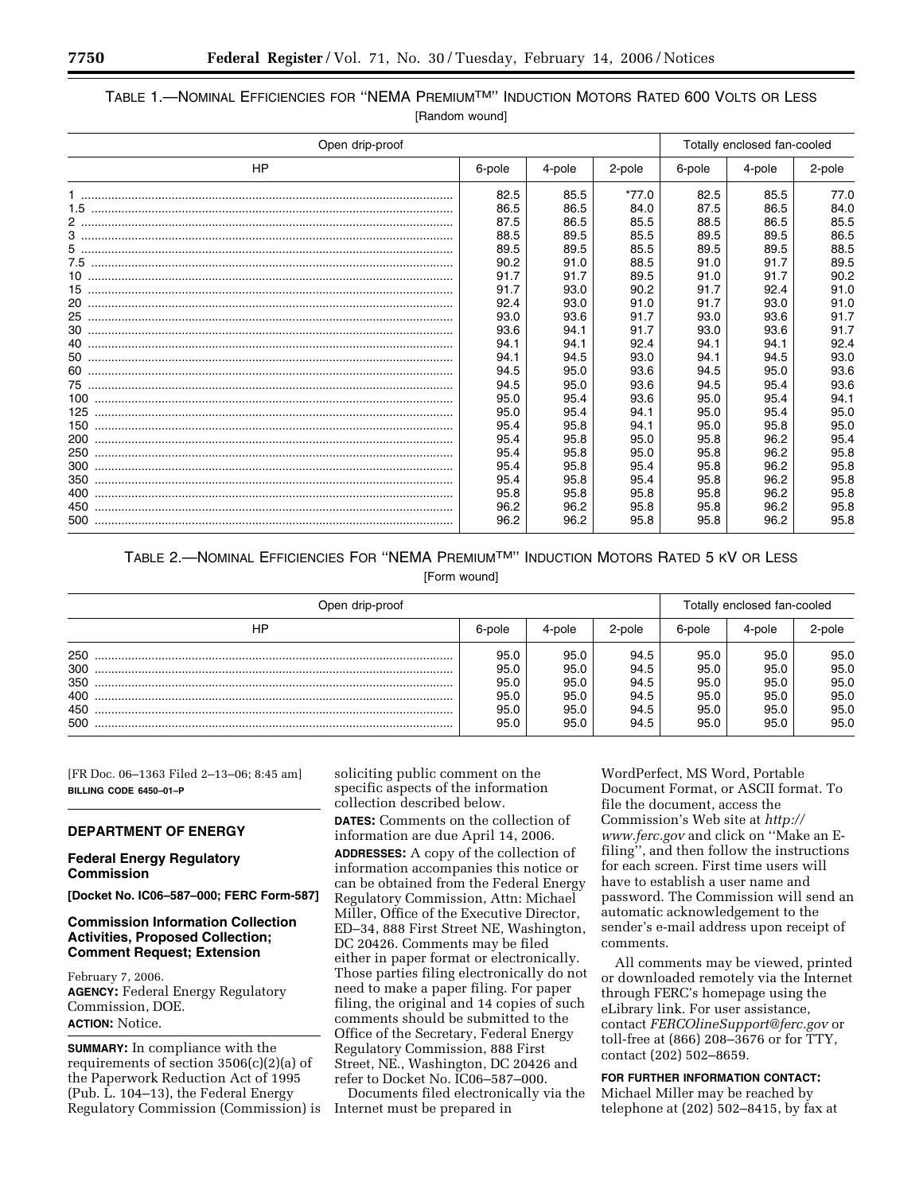TABLE 1.—NOMINAL EFFICIENCIES FOR "NEMA PREMIUM™" INDUCTION MOTORS RATED 600 VOLTS OR LESS

[Random wound]

| Open drip-proof | | | | Totally enclosed fan-cooled | | |
|---|---|---|---|---|---|---|
| HP | 6-pole | 4-pole | 2-pole | 6-pole | 4-pole | 2-pole |
| 1 | 82.5 | 85.5 | *77.0 | 82.5 | 85.5 | 77.0 |
| 1.5 | 86.5 | 86.5 | 84.0 | 87.5 | 86.5 | 84.0 |
| 2 | 87.5 | 86.5 | 85.5 | 88.5 | 86.5 | 85.5 |
| 3 | 88.5 | 89.5 | 85.5 | 89.5 | 89.5 | 86.5 |
| 5 | 89.5 | 89.5 | 85.5 | 89.5 | 89.5 | 88.5 |
| 7.5 | 90.2 | 91.0 | 88.5 | 91.0 | 91.7 | 89.5 |
| 10 | 91.7 | 91.7 | 89.5 | 91.0 | 91.7 | 90.2 |
| 15 | 91.7 | 93.0 | 90.2 | 91.7 | 92.4 | 91.0 |
| 20 | 92.4 | 93.0 | 91.0 | 91.7 | 93.0 | 91.0 |
| 25 | 93.0 | 93.6 | 91.7 | 93.0 | 93.6 | 91.7 |
| 30 | 93.6 | 94.1 | 91.7 | 93.0 | 93.6 | 91.7 |
| 40 | 94.1 | 94.1 | 92.4 | 94.1 | 94.1 | 92.4 |
| 50 | 94.1 | 94.5 | 93.0 | 94.1 | 94.5 | 93.0 |
| 60 | 94.5 | 95.0 | 93.6 | 94.5 | 95.0 | 93.6 |
| 75 | 94.5 | 95.0 | 93.6 | 94.5 | 95.4 | 93.6 |
| 100 | 95.0 | 95.4 | 93.6 | 95.0 | 95.4 | 94.1 |
| 125 | 95.0 | 95.4 | 94.1 | 95.0 | 95.4 | 95.0 |
| 150 | 95.4 | 95.8 | 94.1 | 95.0 | 95.8 | 95.0 |
| 200 | 95.4 | 95.8 | 95.0 | 95.8 | 96.2 | 95.4 |
| 250 | 95.4 | 95.8 | 95.0 | 95.8 | 96.2 | 95.8 |
| 300 | 95.4 | 95.8 | 95.4 | 95.8 | 96.2 | 95.8 |
| 350 | 95.4 | 95.8 | 95.4 | 95.8 | 96.2 | 95.8 |
| 400 | 95.8 | 95.8 | 95.8 | 95.8 | 96.2 | 95.8 |
| 450 | 96.2 | 96.2 | 95.8 | 95.8 | 96.2 | 95.8 |
| 500 | 96.2 | 96.2 | 95.8 | 95.8 | 96.2 | 95.8 |

TABLE 2.—NOMINAL EFFICIENCIES FOR "NEMA PREMIUM™" INDUCTION MOTORS RATED 5 KV OR LESS

[Form wound]

| Open drip-proof | | | | Totally enclosed fan-cooled | | |
|---|---|---|---|---|---|---|
| HP | 6-pole | 4-pole | 2-pole | 6-pole | 4-pole | 2-pole |
| 250 | 95.0 | 95.0 | 94.5 | 95.0 | 95.0 | 95.0 |
| 300 | 95.0 | 95.0 | 94.5 | 95.0 | 95.0 | 95.0 |
| 350 | 95.0 | 95.0 | 94.5 | 95.0 | 95.0 | 95.0 |
| 400 | 95.0 | 95.0 | 94.5 | 95.0 | 95.0 | 95.0 |
| 450 | 95.0 | 95.0 | 94.5 | 95.0 | 95.0 | 95.0 |
| 500 | 95.0 | 95.0 | 94.5 | 95.0 | 95.0 | 95.0 |

[FR Doc. 06–1363 Filed 2–13–06; 8:45 am]

**BILLING CODE 6450–01–P**

## DEPARTMENT OF ENERGY

### Federal Energy Regulatory Commission

**[Docket No. IC06–587–000; FERC Form-587]**

### Commission Information Collection Activities, Proposed Collection; Comment Request; Extension

February 7, 2006.

**AGENCY:** Federal Energy Regulatory Commission, DOE.

**ACTION:** Notice.

**SUMMARY:** In compliance with the requirements of section 3506(c)(2)(a) of the Paperwork Reduction Act of 1995 (Pub. L. 104–13), the Federal Energy Regulatory Commission (Commission) is soliciting public comment on the specific aspects of the information collection described below.

**DATES:** Comments on the collection of information are due April 14, 2006.

**ADDRESSES:** A copy of the collection of information accompanies this notice or can be obtained from the Federal Energy Regulatory Commission, Attn: Michael Miller, Office of the Executive Director, ED–34, 888 First Street NE, Washington, DC 20426. Comments may be filed either in paper format or electronically. Those parties filing electronically do not need to make a paper filing. For paper filing, the original and 14 copies of such comments should be submitted to the Office of the Secretary, Federal Energy Regulatory Commission, 888 First Street, NE., Washington, DC 20426 and refer to Docket No. IC06–587–000.

Documents filed electronically via the Internet must be prepared in WordPerfect, MS Word, Portable Document Format, or ASCII format. To file the document, access the Commission's Web site at *http://www.ferc.gov* and click on "Make an E-filing", and then follow the instructions for each screen. First time users will have to establish a user name and password. The Commission will send an automatic acknowledgement to the sender's e-mail address upon receipt of comments.

All comments may be viewed, printed or downloaded remotely via the Internet through FERC's homepage using the eLibrary link. For user assistance, contact *FERCOlineSupport@ferc.gov* or toll-free at (866) 208–3676 or for TTY, contact (202) 502–8659.

**FOR FURTHER INFORMATION CONTACT:** Michael Miller may be reached by telephone at (202) 502–8415, by fax at